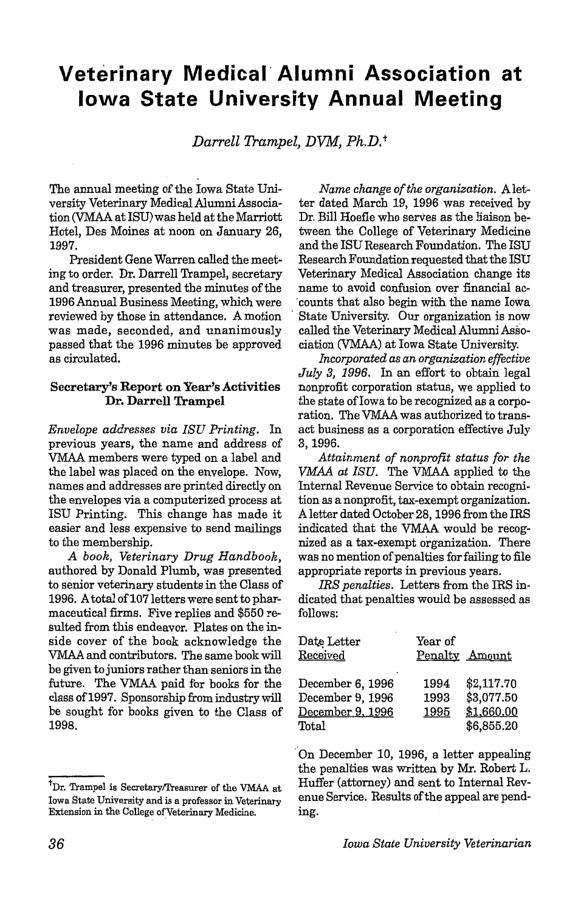# Veterinary Medical Alumni Association at Iowa State University Annual Meeting

*Darrell Trampel, DVM, Ph.D.*†

The annual meeting of the Iowa State University Veterinary Medical Alumni Association (VMAA at ISU) was held at the Marriott Hotel, Des Moines at noon on January 26, 1997.

President Gene Warren called the meeting to order. Dr. Darrell Trampel, secretary and treasurer, presented the minutes of the 1996 Annual Business Meeting, which were reviewed by those in attendance. A motion was made, seconded, and unanimously passed that the 1996 minutes be approved as circulated.

### Secretary's Report on Year's Activities
### Dr. Darrell Trampel

*Envelope addresses via ISU Printing.* In previous years, the name and address of VMAA members were typed on a label and the label was placed on the envelope. Now, names and addresses are printed directly on the envelopes via a computerized process at ISU Printing. This change has made it easier and less expensive to send mailings to the membership.

*A book, Veterinary Drug Handbook,* authored by Donald Plumb, was presented to senior veterinary students in the Class of 1996. A total of 107 letters were sent to pharmaceutical firms. Five replies and $550 resulted from this endeavor. Plates on the inside cover of the book acknowledge the VMAA and contributors. The same book will be given to juniors rather than seniors in the future. The VMAA paid for books for the class of 1997. Sponsorship from industry will be sought for books given to the Class of 1998.

*Name change of the organization.* A letter dated March 19, 1996 was received by Dr. Bill Hoefle who serves as the liaison between the College of Veterinary Medicine and the ISU Research Foundation. The ISU Research Foundation requested that the ISU Veterinary Medical Association change its name to avoid confusion over financial accounts that also begin with the name Iowa State University. Our organization is now called the Veterinary Medical Alumni Association (VMAA) at Iowa State University.

*Incorporated as an organization effective July 3, 1996.* In an effort to obtain legal nonprofit corporation status, we applied to the state of Iowa to be recognized as a corporation. The VMAA was authorized to transact business as a corporation effective July 3, 1996.

*Attainment of nonprofit status for the VMAA at ISU.* The VMAA applied to the Internal Revenue Service to obtain recognition as a nonprofit, tax-exempt organization. A letter dated October 28, 1996 from the IRS indicated that the VMAA would be recognized as a tax-exempt organization. There was no mention of penalties for failing to file appropriate reports in previous years.

*IRS penalties.* Letters from the IRS indicated that penalties would be assessed as follows:

| Date Letter Received | Year of Penalty | Amount |
|---|---|---|
| December 6, 1996 | 1994 | $2,117.70 |
| December 9, 1996 | 1993 | $3,077.50 |
| December 9, 1996 | 1995 | $1,660.00 |
| Total | | $6,855.20 |

On December 10, 1996, a letter appealing the penalties was written by Mr. Robert L. Huffer (attorney) and sent to Internal Revenue Service. Results of the appeal are pending.

---

†Dr. Trampel is Secretary/Treasurer of the VMAA at Iowa State University and is a professor in Veterinary Extension in the College of Veterinary Medicine.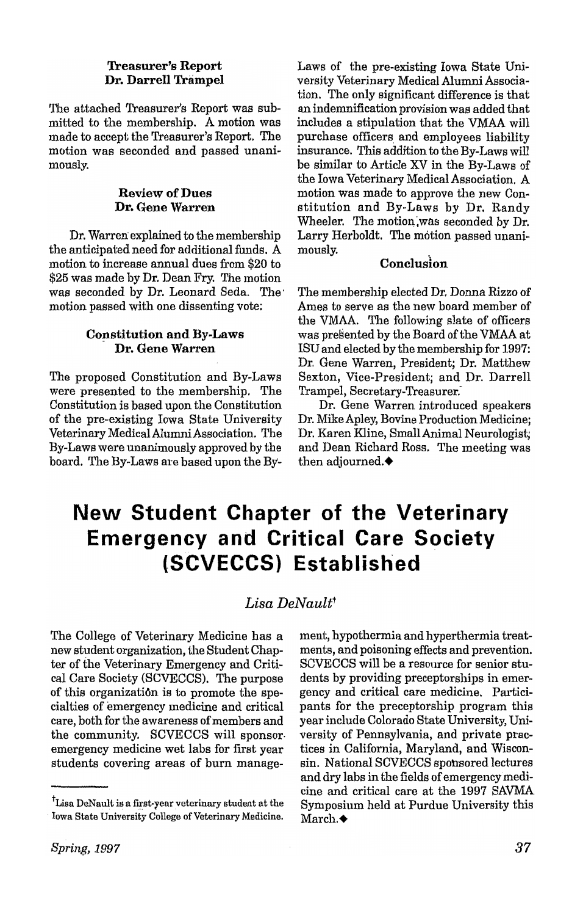### Treasurer's Report
### Dr. Darrell Trampel

The attached Treasurer's Report was submitted to the membership. A motion was made to accept the Treasurer's Report. The motion was seconded and passed unanimously.

### Review of Dues
### Dr. Gene Warren

Dr. Warren explained to the membership the anticipated need for additional funds. A motion to increase annual dues from $20 to $25 was made by Dr. Dean Fry. The motion was seconded by Dr. Leonard Seda. The motion passed with one dissenting vote.

### Constitution and By-Laws
### Dr. Gene Warren

The proposed Constitution and By-Laws were presented to the membership. The Constitution is based upon the Constitution of the pre-existing Iowa State University Veterinary Medical Alumni Association. The By-Laws were unanimously approved by the board. The By-Laws are based upon the By-Laws of the pre-existing Iowa State University Veterinary Medical Alumni Association. The only significant difference is that an indemnification provision was added that includes a stipulation that the VMAA will purchase officers and employees liability insurance. This addition to the By-Laws will be similar to Article XV in the By-Laws of the Iowa Veterinary Medical Association. A motion was made to approve the new Constitution and By-Laws by Dr. Randy Wheeler. The motion was seconded by Dr. Larry Herboldt. The motion passed unanimously.

### Conclusion

The membership elected Dr. Donna Rizzo of Ames to serve as the new board member of the VMAA. The following slate of officers was presented by the Board of the VMAA at ISU and elected by the membership for 1997: Dr. Gene Warren, President; Dr. Matthew Sexton, Vice-President; and Dr. Darrell Trampel, Secretary-Treasurer.

Dr. Gene Warren introduced speakers Dr. Mike Apley, Bovine Production Medicine; Dr. Karen Kline, Small Animal Neurologist; and Dean Richard Ross. The meeting was then adjourned.◆

# New Student Chapter of the Veterinary Emergency and Critical Care Society (SCVECCS) Established

*Lisa DeNault*[†]

The College of Veterinary Medicine has a new student organization, the Student Chapter of the Veterinary Emergency and Critical Care Society (SCVECCS). The purpose of this organization is to promote the specialties of emergency medicine and critical care, both for the awareness of members and the community. SCVECCS will sponsor emergency medicine wet labs for first year students covering areas of burn management, hypothermia and hyperthermia treatments, and poisoning effects and prevention. SCVECCS will be a resource for senior students by providing preceptorships in emergency and critical care medicine. Participants for the preceptorship program this year include Colorado State University, University of Pennsylvania, and private practices in California, Maryland, and Wisconsin. National SCVECCS sponsored lectures and dry labs in the fields of emergency medicine and critical care at the 1997 SAVMA Symposium held at Purdue University this March.◆

[†] Lisa DeNault is a first-year veterinary student at the Iowa State University College of Veterinary Medicine.